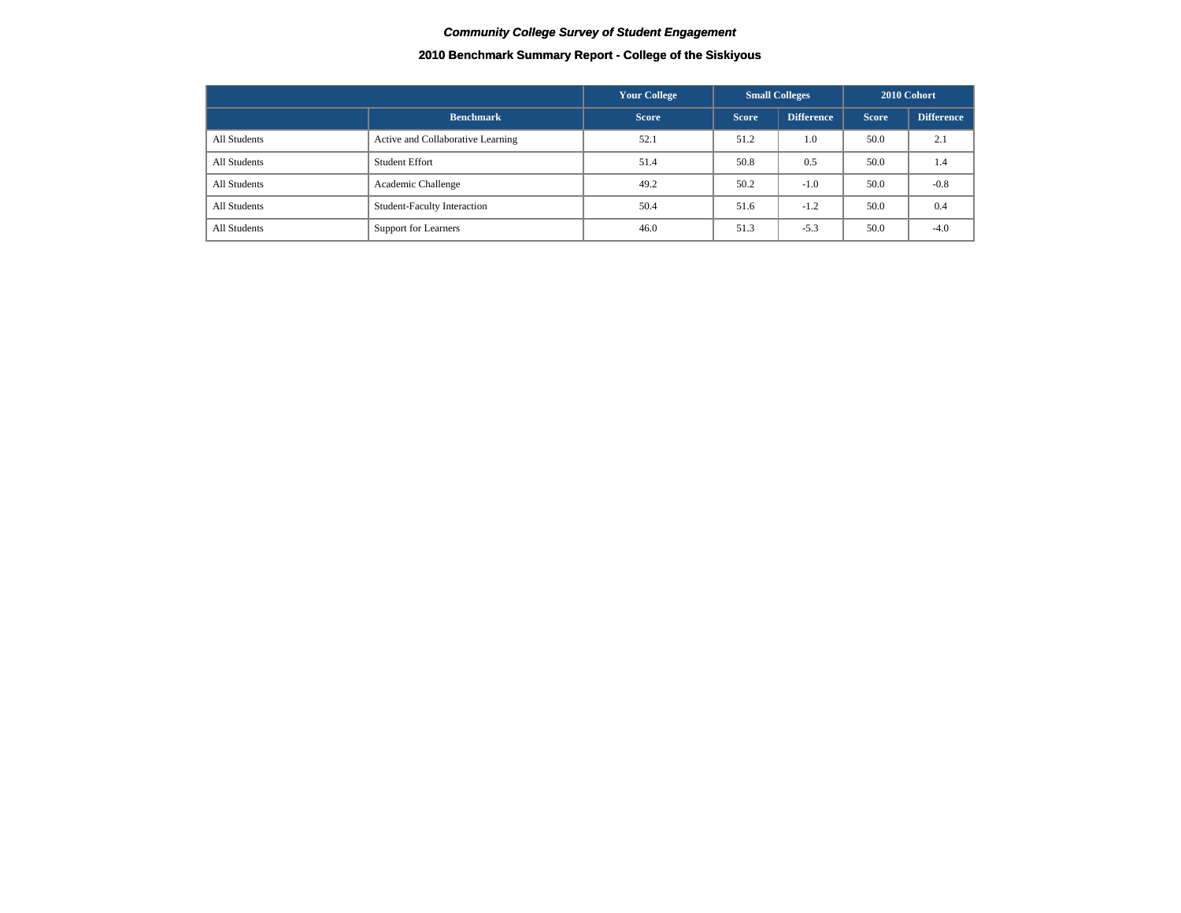*Community College Survey of Student Engagement*

**2010 Benchmark Summary Report - College of the Siskiyous**

| | | Your College | Small Colleges | | 2010 Cohort | |
|---|---|---|---|---|---|---|
| | Benchmark | Score | Score | Difference | Score | Difference |
| All Students | Active and Collaborative Learning | 52.1 | 51.2 | 1.0 | 50.0 | 2.1 |
| All Students | Student Effort | 51.4 | 50.8 | 0.5 | 50.0 | 1.4 |
| All Students | Academic Challenge | 49.2 | 50.2 | -1.0 | 50.0 | -0.8 |
| All Students | Student-Faculty Interaction | 50.4 | 51.6 | -1.2 | 50.0 | 0.4 |
| All Students | Support for Learners | 46.0 | 51.3 | -5.3 | 50.0 | -4.0 |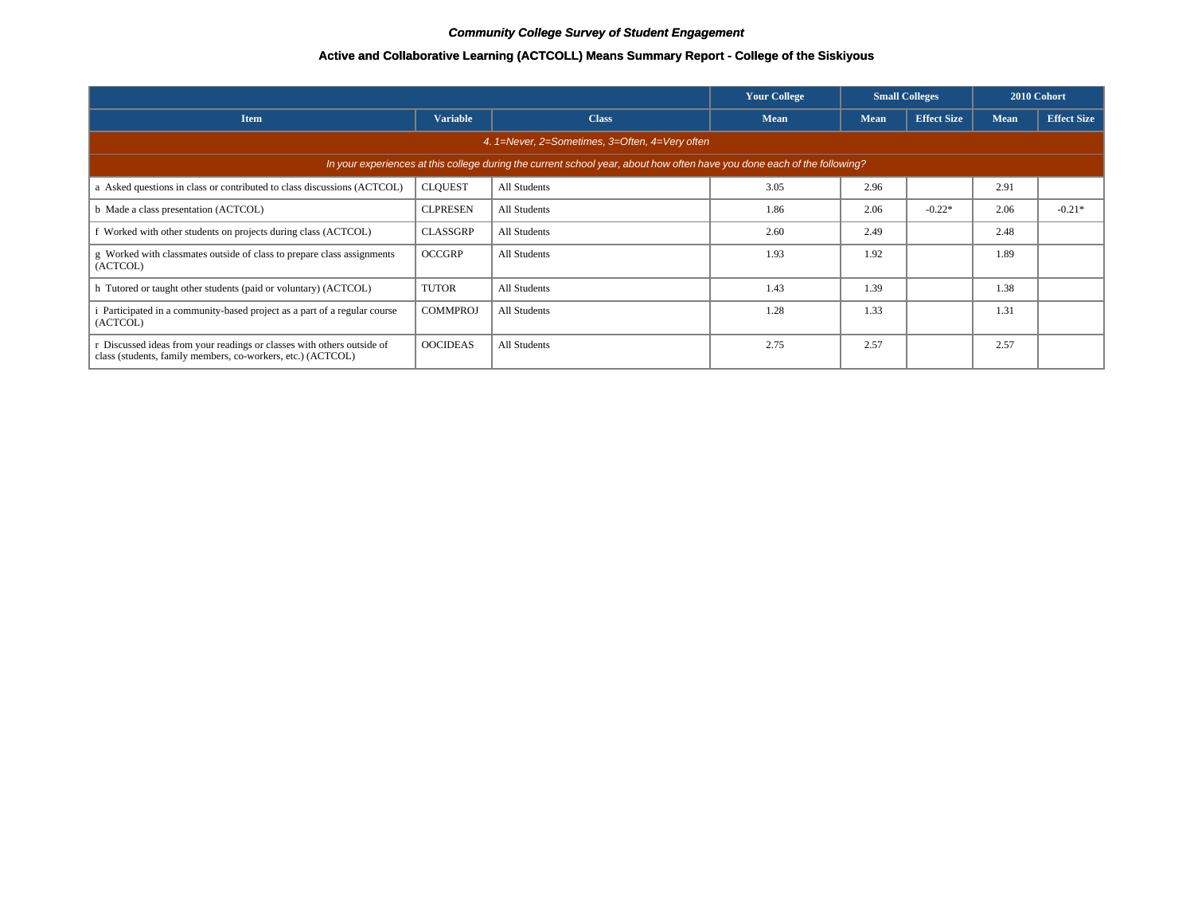*Community College Survey of Student Engagement*

**Active and Collaborative Learning (ACTCOLL) Means Summary Report - College of the Siskiyous**

| | | | Your College | Small Colleges | | 2010 Cohort | |
|---|---|---|---|---|---|---|---|
| **Item** | **Variable** | **Class** | **Mean** | **Mean** | **Effect Size** | **Mean** | **Effect Size** |
| *4. 1=Never, 2=Sometimes, 3=Often, 4=Very often* | | | | | | | |
| *In your experiences at this college during the current school year, about how often have you done each of the following?* | | | | | | | |
| a Asked questions in class or contributed to class discussions (ACTCOL) | CLQUEST | All Students | 3.05 | 2.96 | | 2.91 | |
| b Made a class presentation (ACTCOL) | CLPRESEN | All Students | 1.86 | 2.06 | -0.22* | 2.06 | -0.21* |
| f Worked with other students on projects during class (ACTCOL) | CLASSGRP | All Students | 2.60 | 2.49 | | 2.48 | |
| g Worked with classmates outside of class to prepare class assignments (ACTCOL) | OCCGRP | All Students | 1.93 | 1.92 | | 1.89 | |
| h Tutored or taught other students (paid or voluntary) (ACTCOL) | TUTOR | All Students | 1.43 | 1.39 | | 1.38 | |
| i Participated in a community-based project as a part of a regular course (ACTCOL) | COMMPROJ | All Students | 1.28 | 1.33 | | 1.31 | |
| r Discussed ideas from your readings or classes with others outside of class (students, family members, co-workers, etc.) (ACTCOL) | OOCIDEAS | All Students | 2.75 | 2.57 | | 2.57 | |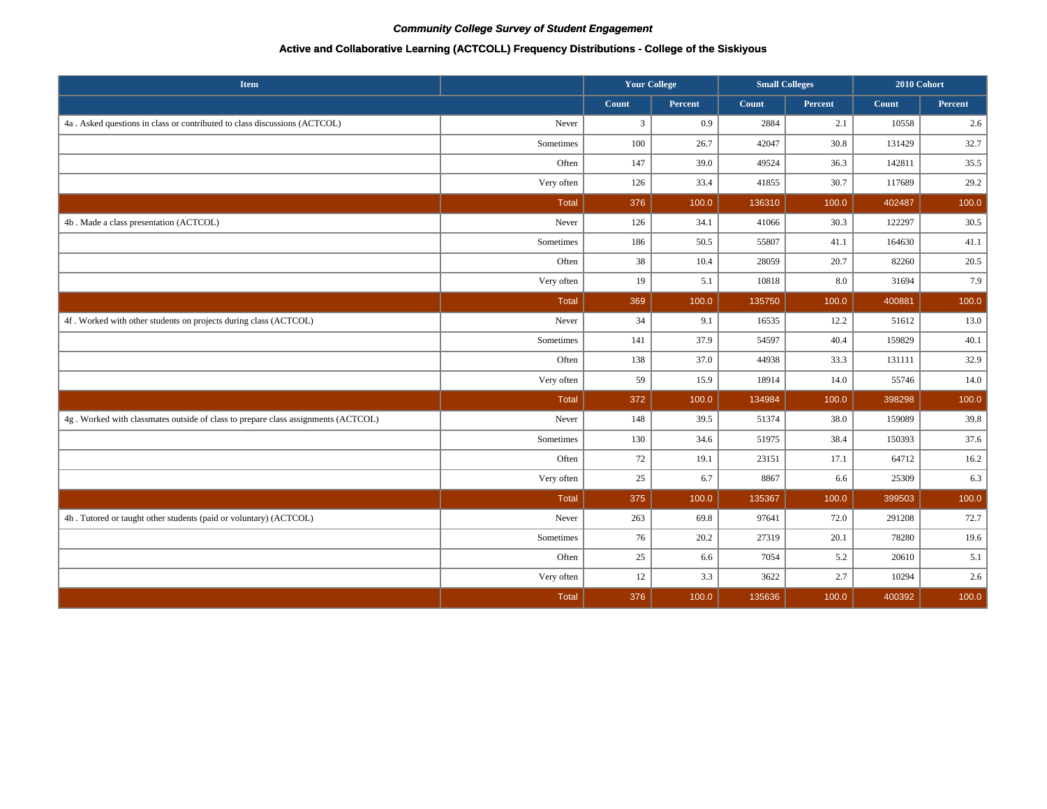***Community College Survey of Student Engagement***

**Active and Collaborative Learning (ACTCOLL) Frequency Distributions - College of the Siskiyous**

| Item | | Your College | | Small Colleges | | 2010 Cohort | |
|---|---|---|---|---|---|---|---|
| | | Count | Percent | Count | Percent | Count | Percent |
| 4a . Asked questions in class or contributed to class discussions (ACTCOL) | Never | 3 | 0.9 | 2884 | 2.1 | 10558 | 2.6 |
| | Sometimes | 100 | 26.7 | 42047 | 30.8 | 131429 | 32.7 |
| | Often | 147 | 39.0 | 49524 | 36.3 | 142811 | 35.5 |
| | Very often | 126 | 33.4 | 41855 | 30.7 | 117689 | 29.2 |
| | Total | 376 | 100.0 | 136310 | 100.0 | 402487 | 100.0 |
| 4b . Made a class presentation (ACTCOL) | Never | 126 | 34.1 | 41066 | 30.3 | 122297 | 30.5 |
| | Sometimes | 186 | 50.5 | 55807 | 41.1 | 164630 | 41.1 |
| | Often | 38 | 10.4 | 28059 | 20.7 | 82260 | 20.5 |
| | Very often | 19 | 5.1 | 10818 | 8.0 | 31694 | 7.9 |
| | Total | 369 | 100.0 | 135750 | 100.0 | 400881 | 100.0 |
| 4f . Worked with other students on projects during class (ACTCOL) | Never | 34 | 9.1 | 16535 | 12.2 | 51612 | 13.0 |
| | Sometimes | 141 | 37.9 | 54597 | 40.4 | 159829 | 40.1 |
| | Often | 138 | 37.0 | 44938 | 33.3 | 131111 | 32.9 |
| | Very often | 59 | 15.9 | 18914 | 14.0 | 55746 | 14.0 |
| | Total | 372 | 100.0 | 134984 | 100.0 | 398298 | 100.0 |
| 4g . Worked with classmates outside of class to prepare class assignments (ACTCOL) | Never | 148 | 39.5 | 51374 | 38.0 | 159089 | 39.8 |
| | Sometimes | 130 | 34.6 | 51975 | 38.4 | 150393 | 37.6 |
| | Often | 72 | 19.1 | 23151 | 17.1 | 64712 | 16.2 |
| | Very often | 25 | 6.7 | 8867 | 6.6 | 25309 | 6.3 |
| | Total | 375 | 100.0 | 135367 | 100.0 | 399503 | 100.0 |
| 4h . Tutored or taught other students (paid or voluntary) (ACTCOL) | Never | 263 | 69.8 | 97641 | 72.0 | 291208 | 72.7 |
| | Sometimes | 76 | 20.2 | 27319 | 20.1 | 78280 | 19.6 |
| | Often | 25 | 6.6 | 7054 | 5.2 | 20610 | 5.1 |
| | Very often | 12 | 3.3 | 3622 | 2.7 | 10294 | 2.6 |
| | Total | 376 | 100.0 | 135636 | 100.0 | 400392 | 100.0 |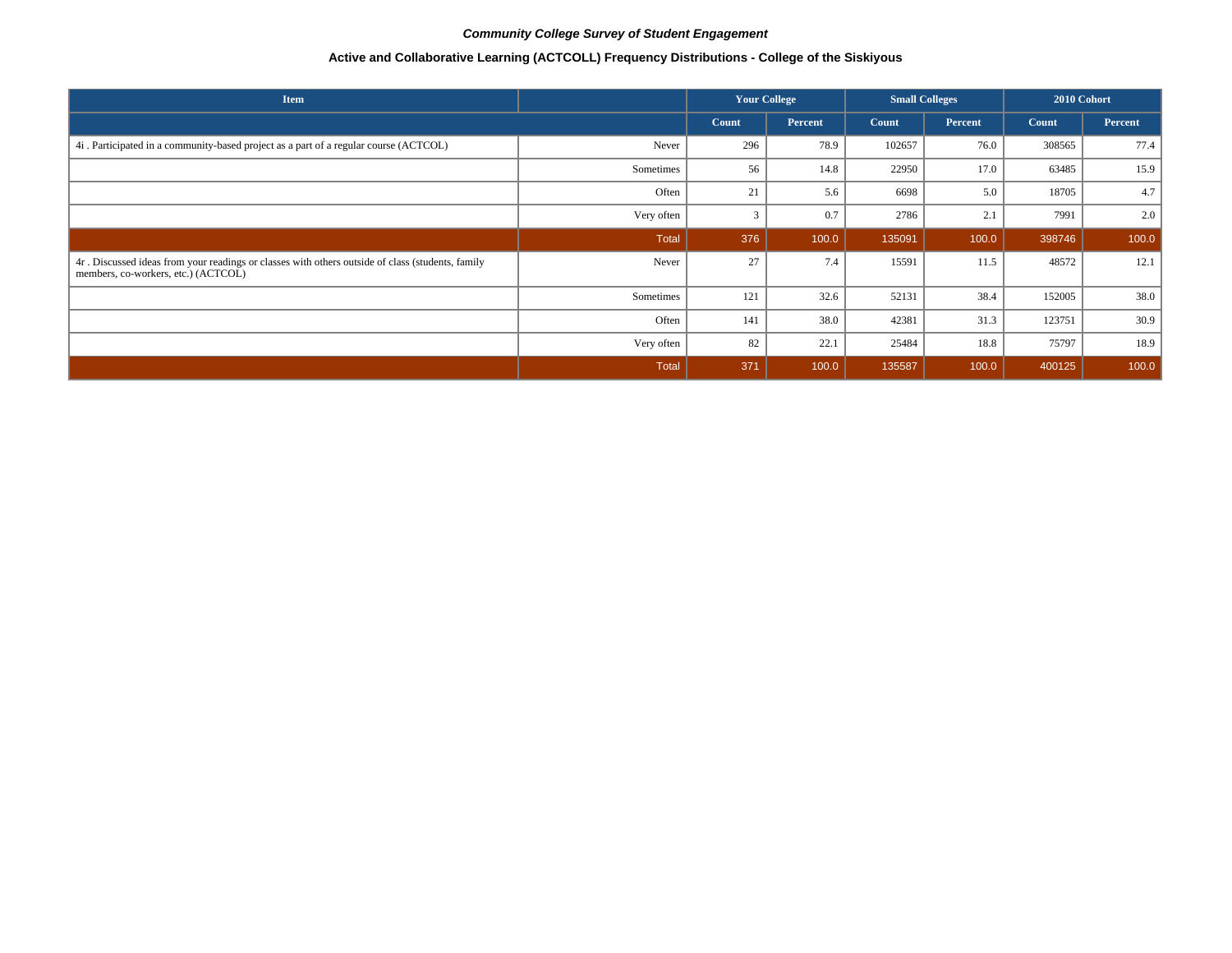*Community College Survey of Student Engagement*

**Active and Collaborative Learning (ACTCOLL) Frequency Distributions - College of the Siskiyous**

| Item | | Your College | | Small Colleges | | 2010 Cohort | |
|---|---|---|---|---|---|---|---|
| | | Count | Percent | Count | Percent | Count | Percent |
| 4i . Participated in a community-based project as a part of a regular course (ACTCOL) | Never | 296 | 78.9 | 102657 | 76.0 | 308565 | 77.4 |
| | Sometimes | 56 | 14.8 | 22950 | 17.0 | 63485 | 15.9 |
| | Often | 21 | 5.6 | 6698 | 5.0 | 18705 | 4.7 |
| | Very often | 3 | 0.7 | 2786 | 2.1 | 7991 | 2.0 |
| | Total | 376 | 100.0 | 135091 | 100.0 | 398746 | 100.0 |
| 4r . Discussed ideas from your readings or classes with others outside of class (students, family members, co-workers, etc.) (ACTCOL) | Never | 27 | 7.4 | 15591 | 11.5 | 48572 | 12.1 |
| | Sometimes | 121 | 32.6 | 52131 | 38.4 | 152005 | 38.0 |
| | Often | 141 | 38.0 | 42381 | 31.3 | 123751 | 30.9 |
| | Very often | 82 | 22.1 | 25484 | 18.8 | 75797 | 18.9 |
| | Total | 371 | 100.0 | 135587 | 100.0 | 400125 | 100.0 |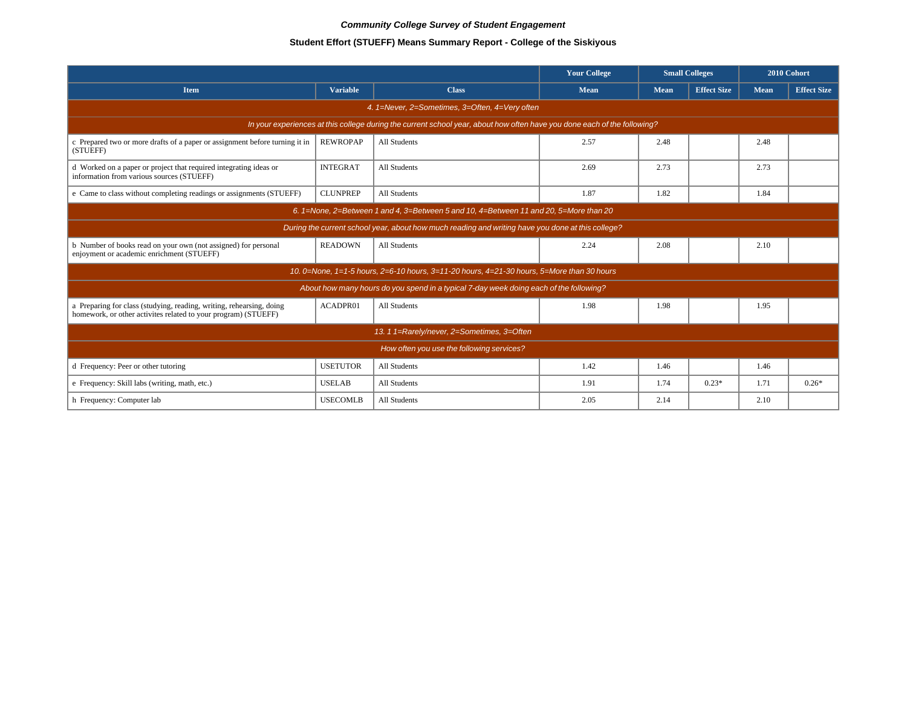*Community College Survey of Student Engagement*

**Student Effort (STUEFF) Means Summary Report - College of the Siskiyous**

| | | | Your College | Small Colleges | | 2010 Cohort | |
|---|---|---|---|---|---|---|---|
| **Item** | **Variable** | **Class** | **Mean** | **Mean** | **Effect Size** | **Mean** | **Effect Size** |
| *4. 1=Never, 2=Sometimes, 3=Often, 4=Very often* | | | | | | | |
| *In your experiences at this college during the current school year, about how often have you done each of the following?* | | | | | | | |
| c Prepared two or more drafts of a paper or assignment before turning it in (STUEFF) | REWROPAP | All Students | 2.57 | 2.48 | | 2.48 | |
| d Worked on a paper or project that required integrating ideas or information from various sources (STUEFF) | INTEGRAT | All Students | 2.69 | 2.73 | | 2.73 | |
| e Came to class without completing readings or assignments (STUEFF) | CLUNPREP | All Students | 1.87 | 1.82 | | 1.84 | |
| *6. 1=None, 2=Between 1 and 4, 3=Between 5 and 10, 4=Between 11 and 20, 5=More than 20* | | | | | | | |
| *During the current school year, about how much reading and writing have you done at this college?* | | | | | | | |
| b Number of books read on your own (not assigned) for personal enjoyment or academic enrichment (STUEFF) | READOWN | All Students | 2.24 | 2.08 | | 2.10 | |
| *10. 0=None, 1=1-5 hours, 2=6-10 hours, 3=11-20 hours, 4=21-30 hours, 5=More than 30 hours* | | | | | | | |
| *About how many hours do you spend in a typical 7-day week doing each of the following?* | | | | | | | |
| a Preparing for class (studying, reading, writing, rehearsing, doing homework, or other activites related to your program) (STUEFF) | ACADPR01 | All Students | 1.98 | 1.98 | | 1.95 | |
| *13. 1 1=Rarely/never, 2=Sometimes, 3=Often* | | | | | | | |
| *How often you use the following services?* | | | | | | | |
| d Frequency: Peer or other tutoring | USETUTOR | All Students | 1.42 | 1.46 | | 1.46 | |
| e Frequency: Skill labs (writing, math, etc.) | USELAB | All Students | 1.91 | 1.74 | 0.23* | 1.71 | 0.26* |
| h Frequency: Computer lab | USECOMLB | All Students | 2.05 | 2.14 | | 2.10 | |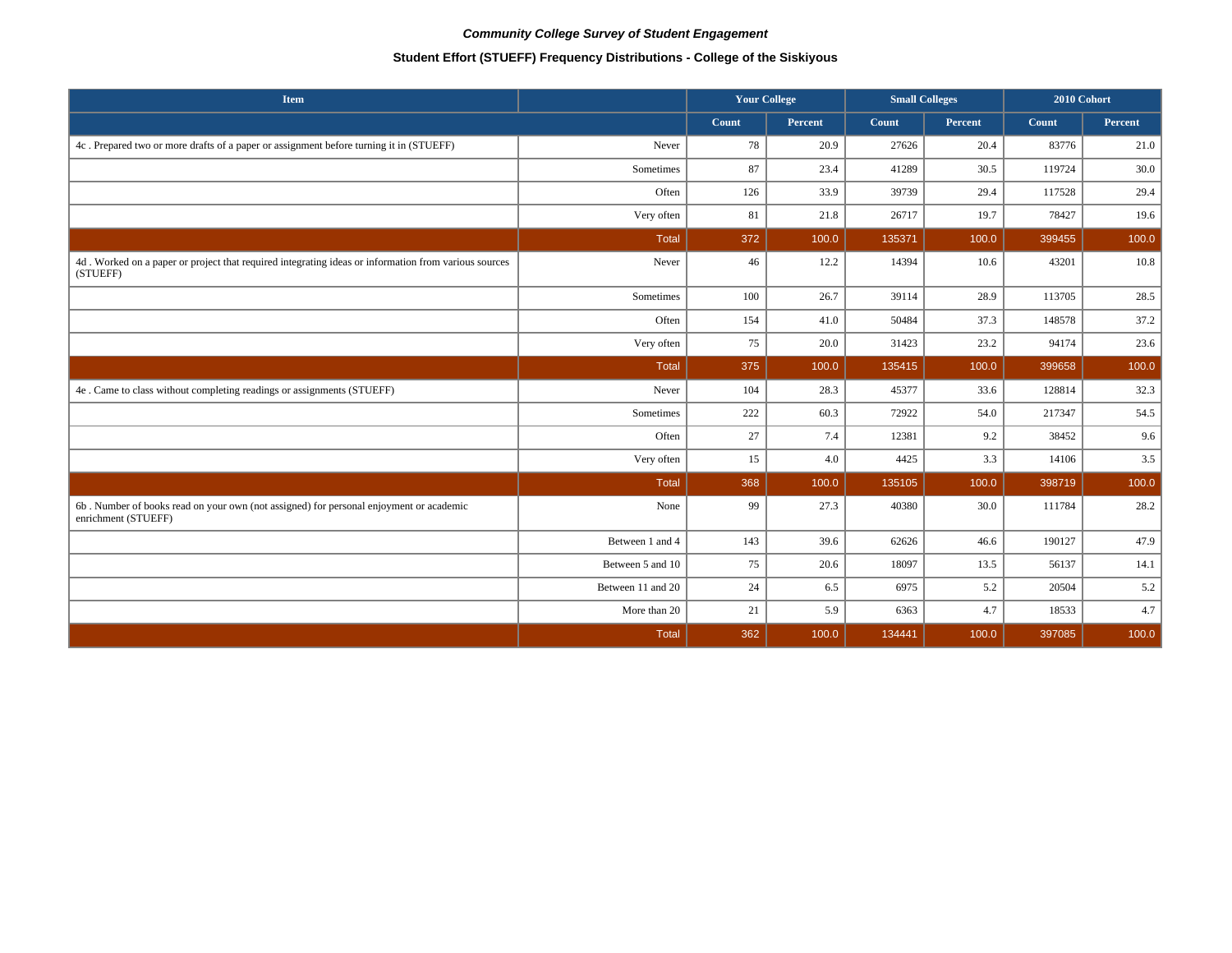*Community College Survey of Student Engagement*

**Student Effort (STUEFF) Frequency Distributions - College of the Siskiyous**

| Item | | Your College | | Small Colleges | | 2010 Cohort | |
|---|---|---|---|---|---|---|---|
| | | Count | Percent | Count | Percent | Count | Percent |
| 4c . Prepared two or more drafts of a paper or assignment before turning it in (STUEFF) | Never | 78 | 20.9 | 27626 | 20.4 | 83776 | 21.0 |
| | Sometimes | 87 | 23.4 | 41289 | 30.5 | 119724 | 30.0 |
| | Often | 126 | 33.9 | 39739 | 29.4 | 117528 | 29.4 |
| | Very often | 81 | 21.8 | 26717 | 19.7 | 78427 | 19.6 |
| | Total | 372 | 100.0 | 135371 | 100.0 | 399455 | 100.0 |
| 4d . Worked on a paper or project that required integrating ideas or information from various sources (STUEFF) | Never | 46 | 12.2 | 14394 | 10.6 | 43201 | 10.8 |
| | Sometimes | 100 | 26.7 | 39114 | 28.9 | 113705 | 28.5 |
| | Often | 154 | 41.0 | 50484 | 37.3 | 148578 | 37.2 |
| | Very often | 75 | 20.0 | 31423 | 23.2 | 94174 | 23.6 |
| | Total | 375 | 100.0 | 135415 | 100.0 | 399658 | 100.0 |
| 4e . Came to class without completing readings or assignments (STUEFF) | Never | 104 | 28.3 | 45377 | 33.6 | 128814 | 32.3 |
| | Sometimes | 222 | 60.3 | 72922 | 54.0 | 217347 | 54.5 |
| | Often | 27 | 7.4 | 12381 | 9.2 | 38452 | 9.6 |
| | Very often | 15 | 4.0 | 4425 | 3.3 | 14106 | 3.5 |
| | Total | 368 | 100.0 | 135105 | 100.0 | 398719 | 100.0 |
| 6b . Number of books read on your own (not assigned) for personal enjoyment or academic enrichment (STUEFF) | None | 99 | 27.3 | 40380 | 30.0 | 111784 | 28.2 |
| | Between 1 and 4 | 143 | 39.6 | 62626 | 46.6 | 190127 | 47.9 |
| | Between 5 and 10 | 75 | 20.6 | 18097 | 13.5 | 56137 | 14.1 |
| | Between 11 and 20 | 24 | 6.5 | 6975 | 5.2 | 20504 | 5.2 |
| | More than 20 | 21 | 5.9 | 6363 | 4.7 | 18533 | 4.7 |
| | Total | 362 | 100.0 | 134441 | 100.0 | 397085 | 100.0 |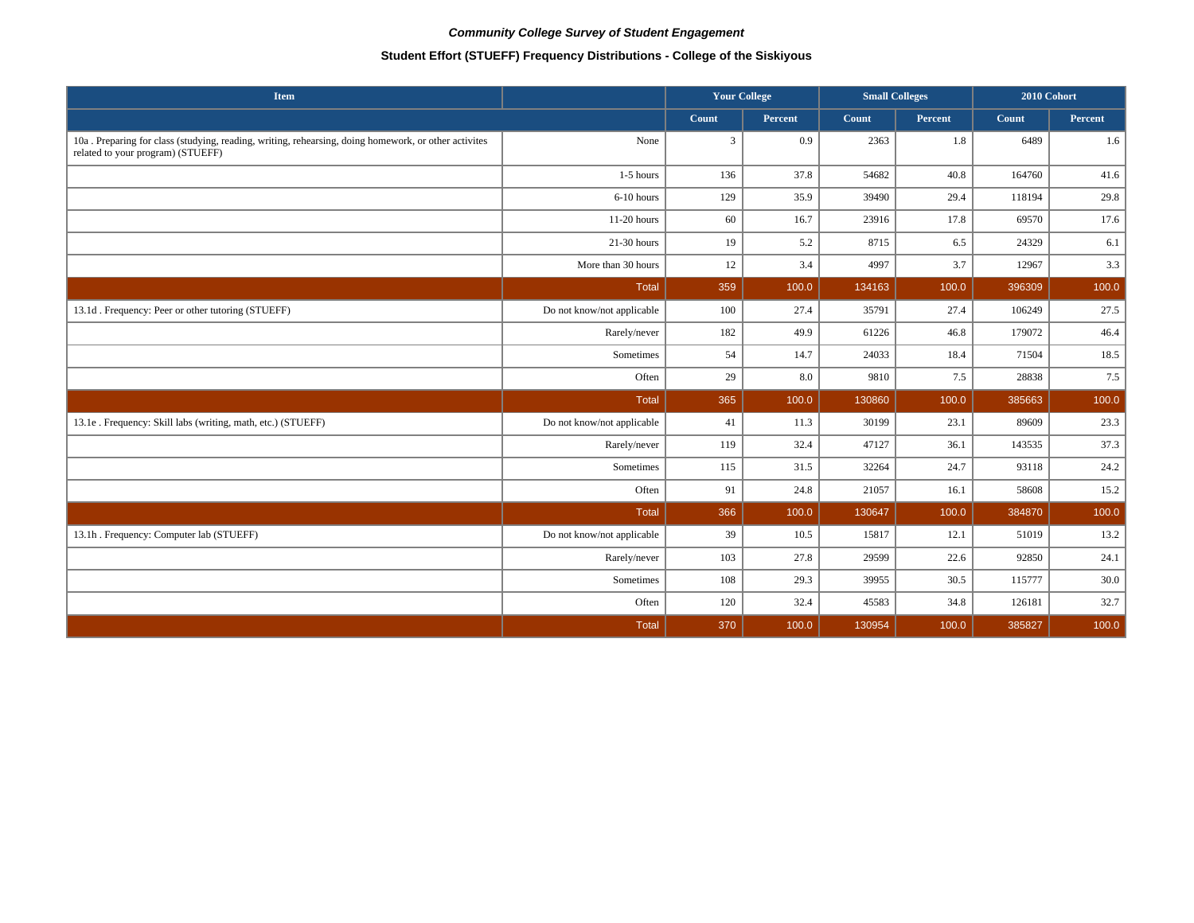*Community College Survey of Student Engagement*

**Student Effort (STUEFF) Frequency Distributions - College of the Siskiyous**

| Item | | Your College | | Small Colleges | | 2010 Cohort | |
|---|---|---|---|---|---|---|---|
| | | Count | Percent | Count | Percent | Count | Percent |
| 10a . Preparing for class (studying, reading, writing, rehearsing, doing homework, or other activites related to your program) (STUEFF) | None | 3 | 0.9 | 2363 | 1.8 | 6489 | 1.6 |
| | 1-5 hours | 136 | 37.8 | 54682 | 40.8 | 164760 | 41.6 |
| | 6-10 hours | 129 | 35.9 | 39490 | 29.4 | 118194 | 29.8 |
| | 11-20 hours | 60 | 16.7 | 23916 | 17.8 | 69570 | 17.6 |
| | 21-30 hours | 19 | 5.2 | 8715 | 6.5 | 24329 | 6.1 |
| | More than 30 hours | 12 | 3.4 | 4997 | 3.7 | 12967 | 3.3 |
| | Total | 359 | 100.0 | 134163 | 100.0 | 396309 | 100.0 |
| 13.1d . Frequency: Peer or other tutoring (STUEFF) | Do not know/not applicable | 100 | 27.4 | 35791 | 27.4 | 106249 | 27.5 |
| | Rarely/never | 182 | 49.9 | 61226 | 46.8 | 179072 | 46.4 |
| | Sometimes | 54 | 14.7 | 24033 | 18.4 | 71504 | 18.5 |
| | Often | 29 | 8.0 | 9810 | 7.5 | 28838 | 7.5 |
| | Total | 365 | 100.0 | 130860 | 100.0 | 385663 | 100.0 |
| 13.1e . Frequency: Skill labs (writing, math, etc.) (STUEFF) | Do not know/not applicable | 41 | 11.3 | 30199 | 23.1 | 89609 | 23.3 |
| | Rarely/never | 119 | 32.4 | 47127 | 36.1 | 143535 | 37.3 |
| | Sometimes | 115 | 31.5 | 32264 | 24.7 | 93118 | 24.2 |
| | Often | 91 | 24.8 | 21057 | 16.1 | 58608 | 15.2 |
| | Total | 366 | 100.0 | 130647 | 100.0 | 384870 | 100.0 |
| 13.1h . Frequency: Computer lab (STUEFF) | Do not know/not applicable | 39 | 10.5 | 15817 | 12.1 | 51019 | 13.2 |
| | Rarely/never | 103 | 27.8 | 29599 | 22.6 | 92850 | 24.1 |
| | Sometimes | 108 | 29.3 | 39955 | 30.5 | 115777 | 30.0 |
| | Often | 120 | 32.4 | 45583 | 34.8 | 126181 | 32.7 |
| | Total | 370 | 100.0 | 130954 | 100.0 | 385827 | 100.0 |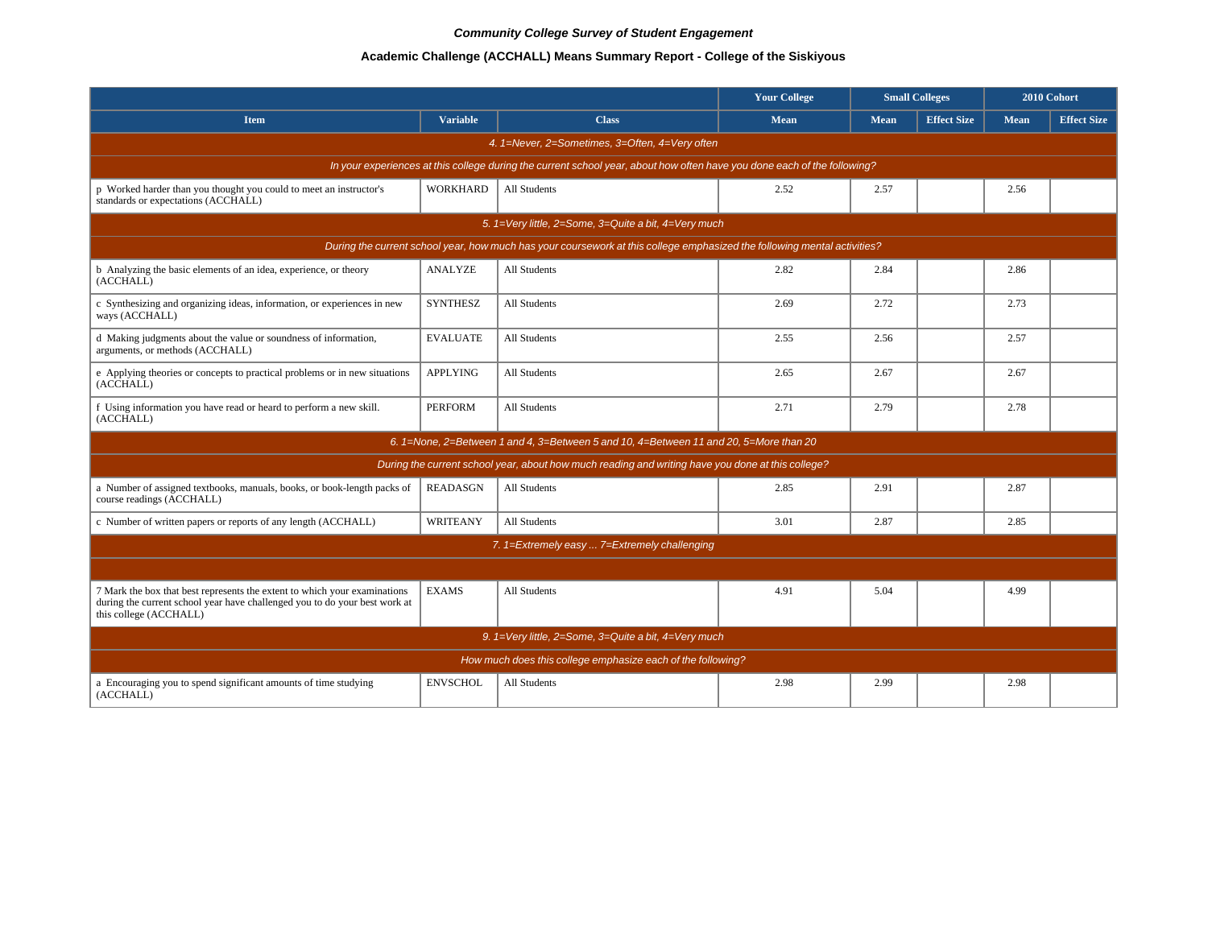*Community College Survey of Student Engagement*

**Academic Challenge (ACCHALL) Means Summary Report - College of the Siskiyous**

| | | | Your College | Small Colleges | | 2010 Cohort | |
|---|---|---|---|---|---|---|---|
| **Item** | **Variable** | **Class** | **Mean** | **Mean** | **Effect Size** | **Mean** | **Effect Size** |
| *4. 1=Never, 2=Sometimes, 3=Often, 4=Very often* | | | | | | | |
| *In your experiences at this college during the current school year, about how often have you done each of the following?* | | | | | | | |
| p Worked harder than you thought you could to meet an instructor's standards or expectations (ACCHALL) | WORKHARD | All Students | 2.52 | 2.57 | | 2.56 | |
| *5. 1=Very little, 2=Some, 3=Quite a bit, 4=Very much* | | | | | | | |
| *During the current school year, how much has your coursework at this college emphasized the following mental activities?* | | | | | | | |
| b Analyzing the basic elements of an idea, experience, or theory (ACCHALL) | ANALYZE | All Students | 2.82 | 2.84 | | 2.86 | |
| c Synthesizing and organizing ideas, information, or experiences in new ways (ACCHALL) | SYNTHESZ | All Students | 2.69 | 2.72 | | 2.73 | |
| d Making judgments about the value or soundness of information, arguments, or methods (ACCHALL) | EVALUATE | All Students | 2.55 | 2.56 | | 2.57 | |
| e Applying theories or concepts to practical problems or in new situations (ACCHALL) | APPLYING | All Students | 2.65 | 2.67 | | 2.67 | |
| f Using information you have read or heard to perform a new skill. (ACCHALL) | PERFORM | All Students | 2.71 | 2.79 | | 2.78 | |
| *6. 1=None, 2=Between 1 and 4, 3=Between 5 and 10, 4=Between 11 and 20, 5=More than 20* | | | | | | | |
| *During the current school year, about how much reading and writing have you done at this college?* | | | | | | | |
| a Number of assigned textbooks, manuals, books, or book-length packs of course readings (ACCHALL) | READASGN | All Students | 2.85 | 2.91 | | 2.87 | |
| c Number of written papers or reports of any length (ACCHALL) | WRITEANY | All Students | 3.01 | 2.87 | | 2.85 | |
| *7. 1=Extremely easy ... 7=Extremely challenging* | | | | | | | |
| 7 Mark the box that best represents the extent to which your examinations during the current school year have challenged you to do your best work at this college (ACCHALL) | EXAMS | All Students | 4.91 | 5.04 | | 4.99 | |
| *9. 1=Very little, 2=Some, 3=Quite a bit, 4=Very much* | | | | | | | |
| *How much does this college emphasize each of the following?* | | | | | | | |
| a Encouraging you to spend significant amounts of time studying (ACCHALL) | ENVSCHOL | All Students | 2.98 | 2.99 | | 2.98 | |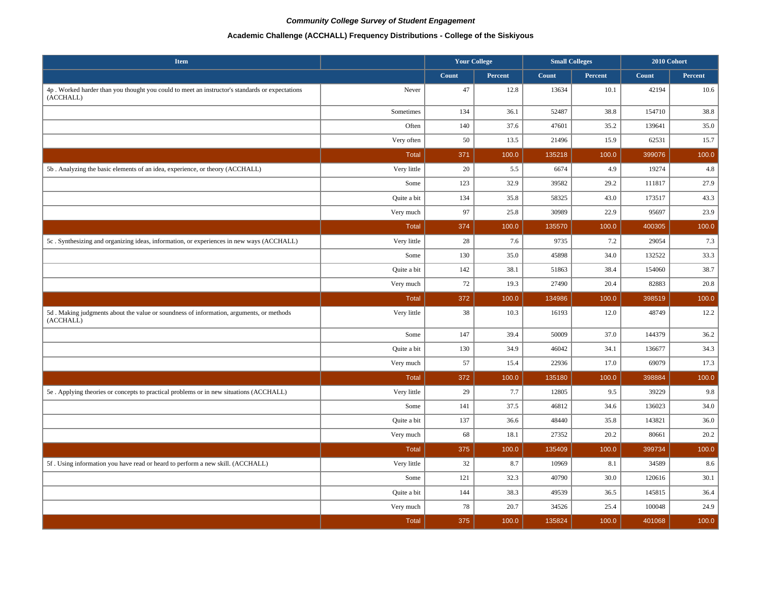*Community College Survey of Student Engagement*

**Academic Challenge (ACCHALL) Frequency Distributions - College of the Siskiyous**

| Item | | Your College | | Small Colleges | | 2010 Cohort | |
|---|---|---|---|---|---|---|---|
| | | Count | Percent | Count | Percent | Count | Percent |
| 4p . Worked harder than you thought you could to meet an instructor's standards or expectations (ACCHALL) | Never | 47 | 12.8 | 13634 | 10.1 | 42194 | 10.6 |
| | Sometimes | 134 | 36.1 | 52487 | 38.8 | 154710 | 38.8 |
| | Often | 140 | 37.6 | 47601 | 35.2 | 139641 | 35.0 |
| | Very often | 50 | 13.5 | 21496 | 15.9 | 62531 | 15.7 |
| | Total | 371 | 100.0 | 135218 | 100.0 | 399076 | 100.0 |
| 5b . Analyzing the basic elements of an idea, experience, or theory (ACCHALL) | Very little | 20 | 5.5 | 6674 | 4.9 | 19274 | 4.8 |
| | Some | 123 | 32.9 | 39582 | 29.2 | 111817 | 27.9 |
| | Quite a bit | 134 | 35.8 | 58325 | 43.0 | 173517 | 43.3 |
| | Very much | 97 | 25.8 | 30989 | 22.9 | 95697 | 23.9 |
| | Total | 374 | 100.0 | 135570 | 100.0 | 400305 | 100.0 |
| 5c . Synthesizing and organizing ideas, information, or experiences in new ways (ACCHALL) | Very little | 28 | 7.6 | 9735 | 7.2 | 29054 | 7.3 |
| | Some | 130 | 35.0 | 45898 | 34.0 | 132522 | 33.3 |
| | Quite a bit | 142 | 38.1 | 51863 | 38.4 | 154060 | 38.7 |
| | Very much | 72 | 19.3 | 27490 | 20.4 | 82883 | 20.8 |
| | Total | 372 | 100.0 | 134986 | 100.0 | 398519 | 100.0 |
| 5d . Making judgments about the value or soundness of information, arguments, or methods (ACCHALL) | Very little | 38 | 10.3 | 16193 | 12.0 | 48749 | 12.2 |
| | Some | 147 | 39.4 | 50009 | 37.0 | 144379 | 36.2 |
| | Quite a bit | 130 | 34.9 | 46042 | 34.1 | 136677 | 34.3 |
| | Very much | 57 | 15.4 | 22936 | 17.0 | 69079 | 17.3 |
| | Total | 372 | 100.0 | 135180 | 100.0 | 398884 | 100.0 |
| 5e . Applying theories or concepts to practical problems or in new situations (ACCHALL) | Very little | 29 | 7.7 | 12805 | 9.5 | 39229 | 9.8 |
| | Some | 141 | 37.5 | 46812 | 34.6 | 136023 | 34.0 |
| | Quite a bit | 137 | 36.6 | 48440 | 35.8 | 143821 | 36.0 |
| | Very much | 68 | 18.1 | 27352 | 20.2 | 80661 | 20.2 |
| | Total | 375 | 100.0 | 135409 | 100.0 | 399734 | 100.0 |
| 5f . Using information you have read or heard to perform a new skill. (ACCHALL) | Very little | 32 | 8.7 | 10969 | 8.1 | 34589 | 8.6 |
| | Some | 121 | 32.3 | 40790 | 30.0 | 120616 | 30.1 |
| | Quite a bit | 144 | 38.3 | 49539 | 36.5 | 145815 | 36.4 |
| | Very much | 78 | 20.7 | 34526 | 25.4 | 100048 | 24.9 |
| | Total | 375 | 100.0 | 135824 | 100.0 | 401068 | 100.0 |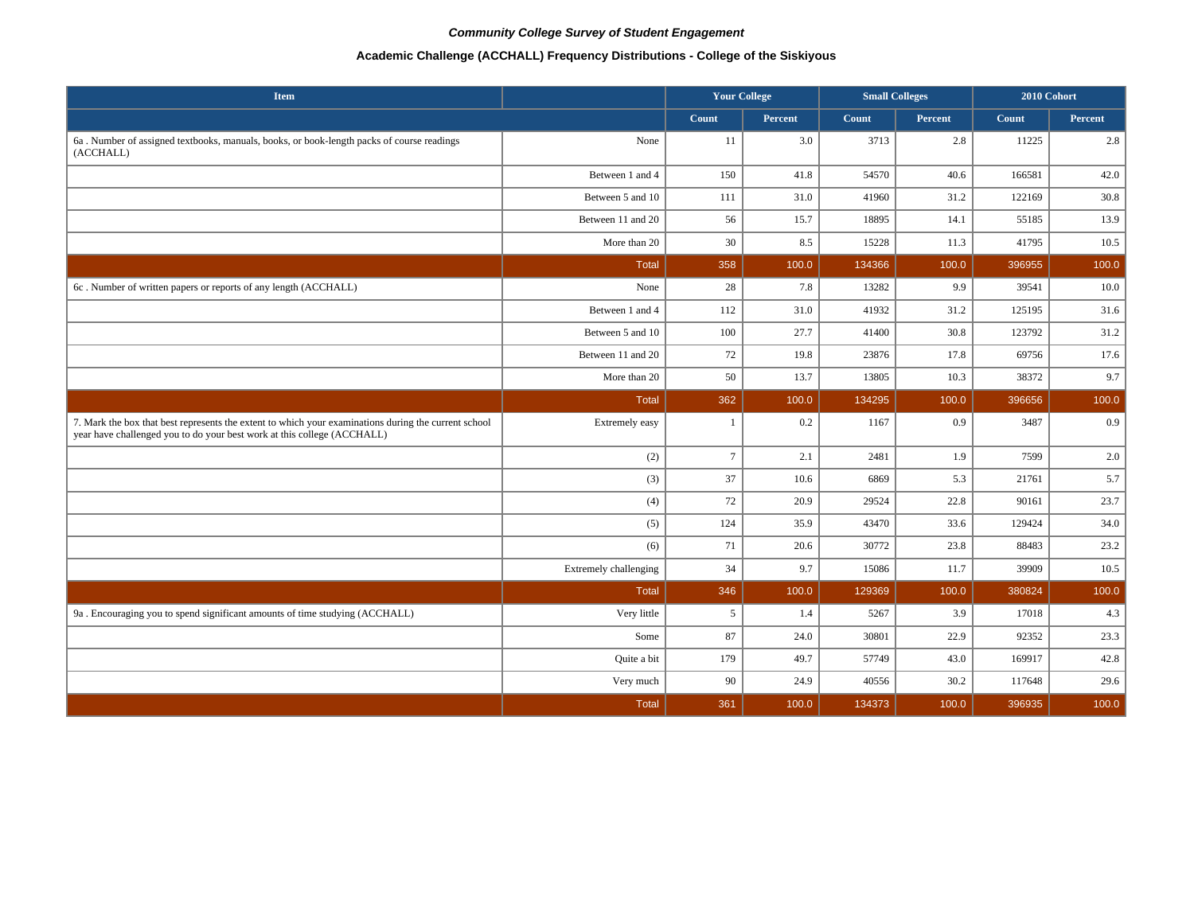*Community College Survey of Student Engagement*

**Academic Challenge (ACCHALL) Frequency Distributions - College of the Siskiyous**

| Item | | Your College | | Small Colleges | | 2010 Cohort | |
|---|---|---|---|---|---|---|---|
| | | Count | Percent | Count | Percent | Count | Percent |
| 6a . Number of assigned textbooks, manuals, books, or book-length packs of course readings (ACCHALL) | None | 11 | 3.0 | 3713 | 2.8 | 11225 | 2.8 |
| | Between 1 and 4 | 150 | 41.8 | 54570 | 40.6 | 166581 | 42.0 |
| | Between 5 and 10 | 111 | 31.0 | 41960 | 31.2 | 122169 | 30.8 |
| | Between 11 and 20 | 56 | 15.7 | 18895 | 14.1 | 55185 | 13.9 |
| | More than 20 | 30 | 8.5 | 15228 | 11.3 | 41795 | 10.5 |
| | Total | 358 | 100.0 | 134366 | 100.0 | 396955 | 100.0 |
| 6c . Number of written papers or reports of any length (ACCHALL) | None | 28 | 7.8 | 13282 | 9.9 | 39541 | 10.0 |
| | Between 1 and 4 | 112 | 31.0 | 41932 | 31.2 | 125195 | 31.6 |
| | Between 5 and 10 | 100 | 27.7 | 41400 | 30.8 | 123792 | 31.2 |
| | Between 11 and 20 | 72 | 19.8 | 23876 | 17.8 | 69756 | 17.6 |
| | More than 20 | 50 | 13.7 | 13805 | 10.3 | 38372 | 9.7 |
| | Total | 362 | 100.0 | 134295 | 100.0 | 396656 | 100.0 |
| 7. Mark the box that best represents the extent to which your examinations during the current school year have challenged you to do your best work at this college (ACCHALL) | Extremely easy | 1 | 0.2 | 1167 | 0.9 | 3487 | 0.9 |
| | (2) | 7 | 2.1 | 2481 | 1.9 | 7599 | 2.0 |
| | (3) | 37 | 10.6 | 6869 | 5.3 | 21761 | 5.7 |
| | (4) | 72 | 20.9 | 29524 | 22.8 | 90161 | 23.7 |
| | (5) | 124 | 35.9 | 43470 | 33.6 | 129424 | 34.0 |
| | (6) | 71 | 20.6 | 30772 | 23.8 | 88483 | 23.2 |
| | Extremely challenging | 34 | 9.7 | 15086 | 11.7 | 39909 | 10.5 |
| | Total | 346 | 100.0 | 129369 | 100.0 | 380824 | 100.0 |
| 9a . Encouraging you to spend significant amounts of time studying (ACCHALL) | Very little | 5 | 1.4 | 5267 | 3.9 | 17018 | 4.3 |
| | Some | 87 | 24.0 | 30801 | 22.9 | 92352 | 23.3 |
| | Quite a bit | 179 | 49.7 | 57749 | 43.0 | 169917 | 42.8 |
| | Very much | 90 | 24.9 | 40556 | 30.2 | 117648 | 29.6 |
| | Total | 361 | 100.0 | 134373 | 100.0 | 396935 | 100.0 |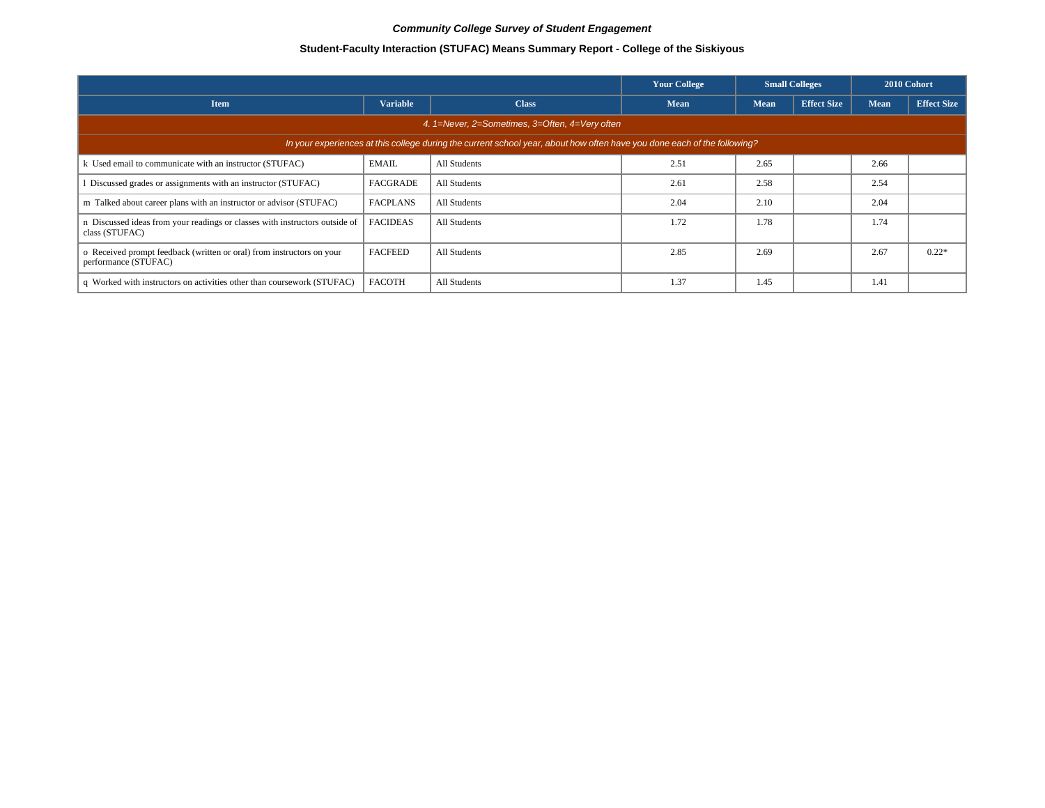*Community College Survey of Student Engagement*

**Student-Faculty Interaction (STUFAC) Means Summary Report - College of the Siskiyous**

| | | | Your College | Small Colleges | | 2010 Cohort | |
|---|---|---|---|---|---|---|---|
| **Item** | **Variable** | **Class** | **Mean** | **Mean** | **Effect Size** | **Mean** | **Effect Size** |
| *4. 1=Never, 2=Sometimes, 3=Often, 4=Very often* | | | | | | | |
| *In your experiences at this college during the current school year, about how often have you done each of the following?* | | | | | | | |
| k Used email to communicate with an instructor (STUFAC) | EMAIL | All Students | 2.51 | 2.65 | | 2.66 | |
| l Discussed grades or assignments with an instructor (STUFAC) | FACGRADE | All Students | 2.61 | 2.58 | | 2.54 | |
| m Talked about career plans with an instructor or advisor (STUFAC) | FACPLANS | All Students | 2.04 | 2.10 | | 2.04 | |
| n Discussed ideas from your readings or classes with instructors outside of class (STUFAC) | FACIDEAS | All Students | 1.72 | 1.78 | | 1.74 | |
| o Received prompt feedback (written or oral) from instructors on your performance (STUFAC) | FACFEED | All Students | 2.85 | 2.69 | | 2.67 | 0.22* |
| q Worked with instructors on activities other than coursework (STUFAC) | FACOTH | All Students | 1.37 | 1.45 | | 1.41 | |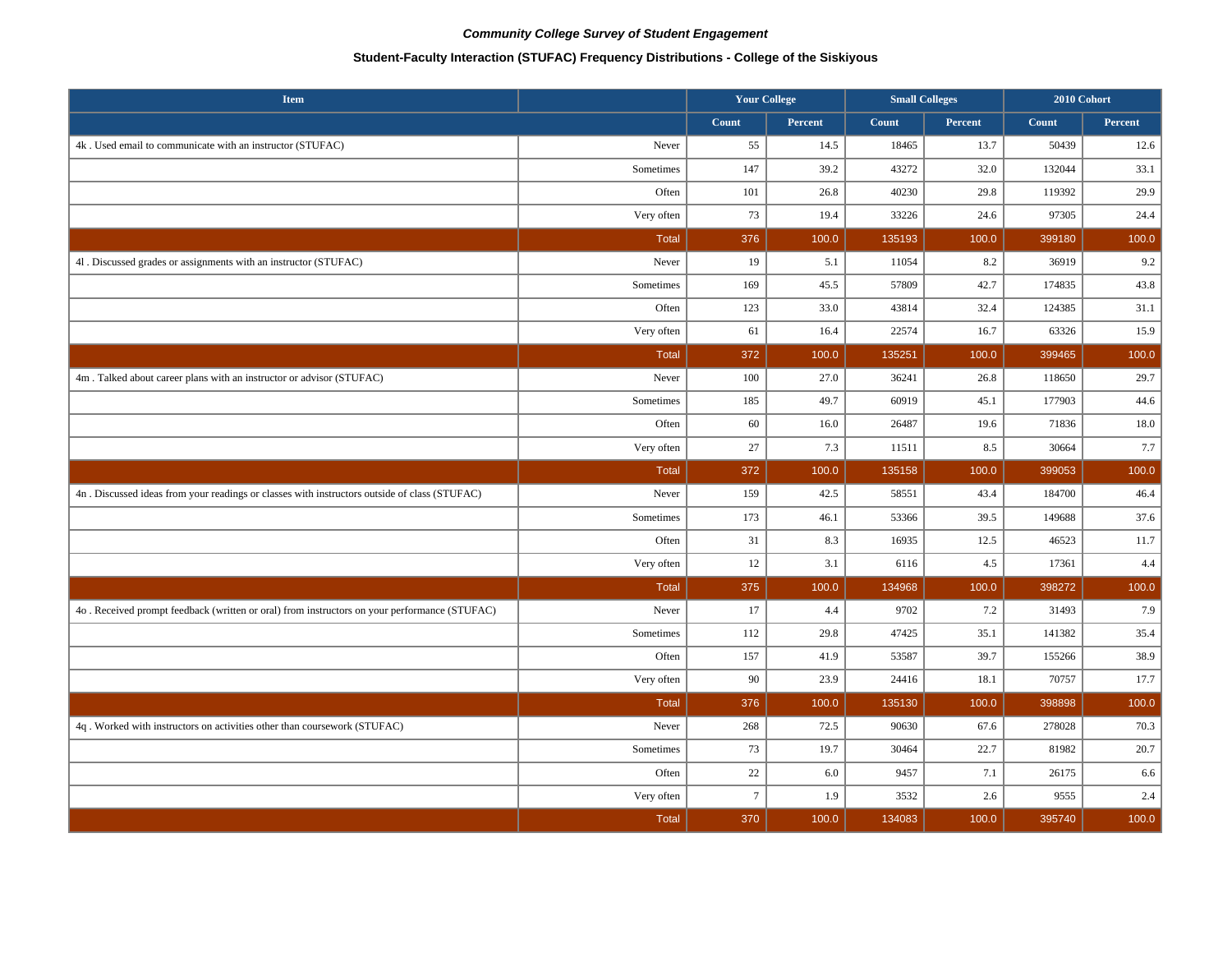*Community College Survey of Student Engagement*

**Student-Faculty Interaction (STUFAC) Frequency Distributions - College of the Siskiyous**

| Item | | Your College | | Small Colleges | | 2010 Cohort | |
|---|---|---|---|---|---|---|---|
| | | Count | Percent | Count | Percent | Count | Percent |
| 4k . Used email to communicate with an instructor (STUFAC) | Never | 55 | 14.5 | 18465 | 13.7 | 50439 | 12.6 |
| | Sometimes | 147 | 39.2 | 43272 | 32.0 | 132044 | 33.1 |
| | Often | 101 | 26.8 | 40230 | 29.8 | 119392 | 29.9 |
| | Very often | 73 | 19.4 | 33226 | 24.6 | 97305 | 24.4 |
| | Total | 376 | 100.0 | 135193 | 100.0 | 399180 | 100.0 |
| 4l . Discussed grades or assignments with an instructor (STUFAC) | Never | 19 | 5.1 | 11054 | 8.2 | 36919 | 9.2 |
| | Sometimes | 169 | 45.5 | 57809 | 42.7 | 174835 | 43.8 |
| | Often | 123 | 33.0 | 43814 | 32.4 | 124385 | 31.1 |
| | Very often | 61 | 16.4 | 22574 | 16.7 | 63326 | 15.9 |
| | Total | 372 | 100.0 | 135251 | 100.0 | 399465 | 100.0 |
| 4m . Talked about career plans with an instructor or advisor (STUFAC) | Never | 100 | 27.0 | 36241 | 26.8 | 118650 | 29.7 |
| | Sometimes | 185 | 49.7 | 60919 | 45.1 | 177903 | 44.6 |
| | Often | 60 | 16.0 | 26487 | 19.6 | 71836 | 18.0 |
| | Very often | 27 | 7.3 | 11511 | 8.5 | 30664 | 7.7 |
| | Total | 372 | 100.0 | 135158 | 100.0 | 399053 | 100.0 |
| 4n . Discussed ideas from your readings or classes with instructors outside of class (STUFAC) | Never | 159 | 42.5 | 58551 | 43.4 | 184700 | 46.4 |
| | Sometimes | 173 | 46.1 | 53366 | 39.5 | 149688 | 37.6 |
| | Often | 31 | 8.3 | 16935 | 12.5 | 46523 | 11.7 |
| | Very often | 12 | 3.1 | 6116 | 4.5 | 17361 | 4.4 |
| | Total | 375 | 100.0 | 134968 | 100.0 | 398272 | 100.0 |
| 4o . Received prompt feedback (written or oral) from instructors on your performance (STUFAC) | Never | 17 | 4.4 | 9702 | 7.2 | 31493 | 7.9 |
| | Sometimes | 112 | 29.8 | 47425 | 35.1 | 141382 | 35.4 |
| | Often | 157 | 41.9 | 53587 | 39.7 | 155266 | 38.9 |
| | Very often | 90 | 23.9 | 24416 | 18.1 | 70757 | 17.7 |
| | Total | 376 | 100.0 | 135130 | 100.0 | 398898 | 100.0 |
| 4q . Worked with instructors on activities other than coursework (STUFAC) | Never | 268 | 72.5 | 90630 | 67.6 | 278028 | 70.3 |
| | Sometimes | 73 | 19.7 | 30464 | 22.7 | 81982 | 20.7 |
| | Often | 22 | 6.0 | 9457 | 7.1 | 26175 | 6.6 |
| | Very often | 7 | 1.9 | 3532 | 2.6 | 9555 | 2.4 |
| | Total | 370 | 100.0 | 134083 | 100.0 | 395740 | 100.0 |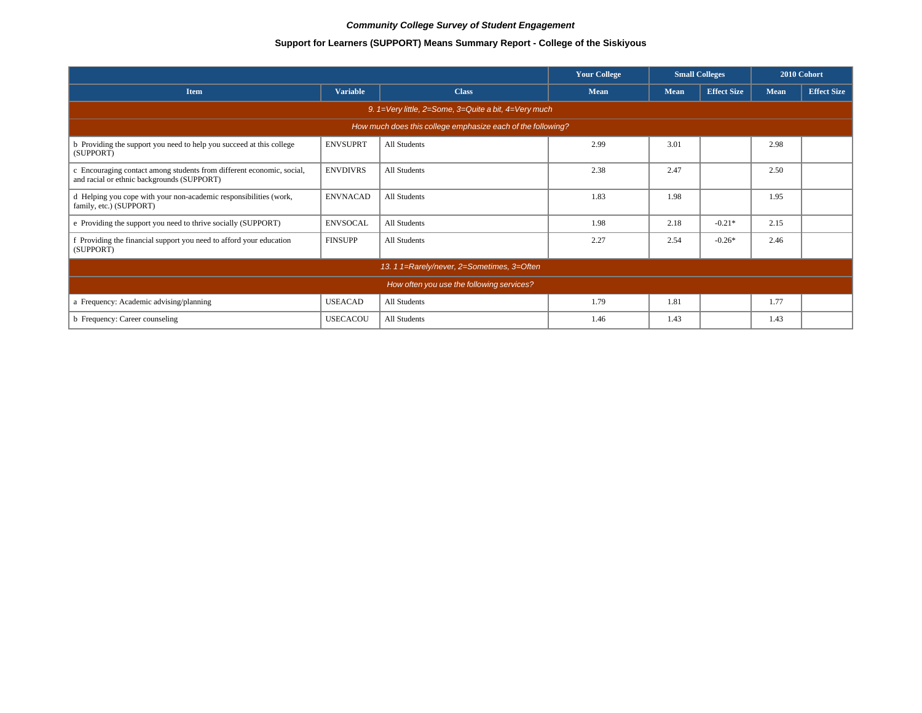*Community College Survey of Student Engagement*

**Support for Learners (SUPPORT) Means Summary Report - College of the Siskiyous**

| | | | Your College | Small Colleges | | 2010 Cohort | |
|---|---|---|---|---|---|---|---|
| Item | Variable | Class | Mean | Mean | Effect Size | Mean | Effect Size |
| *9. 1=Very little, 2=Some, 3=Quite a bit, 4=Very much* | | | | | | | |
| *How much does this college emphasize each of the following?* | | | | | | | |
| b Providing the support you need to help you succeed at this college (SUPPORT) | ENVSUPRT | All Students | 2.99 | 3.01 | | 2.98 | |
| c Encouraging contact among students from different economic, social, and racial or ethnic backgrounds (SUPPORT) | ENVDIVRS | All Students | 2.38 | 2.47 | | 2.50 | |
| d Helping you cope with your non-academic responsibilities (work, family, etc.) (SUPPORT) | ENVNACAD | All Students | 1.83 | 1.98 | | 1.95 | |
| e Providing the support you need to thrive socially (SUPPORT) | ENVSOCAL | All Students | 1.98 | 2.18 | -0.21* | 2.15 | |
| f Providing the financial support you need to afford your education (SUPPORT) | FINSUPP | All Students | 2.27 | 2.54 | -0.26* | 2.46 | |
| *13. 1 1=Rarely/never, 2=Sometimes, 3=Often* | | | | | | | |
| *How often you use the following services?* | | | | | | | |
| a Frequency: Academic advising/planning | USEACAD | All Students | 1.79 | 1.81 | | 1.77 | |
| b Frequency: Career counseling | USECACOU | All Students | 1.46 | 1.43 | | 1.43 | |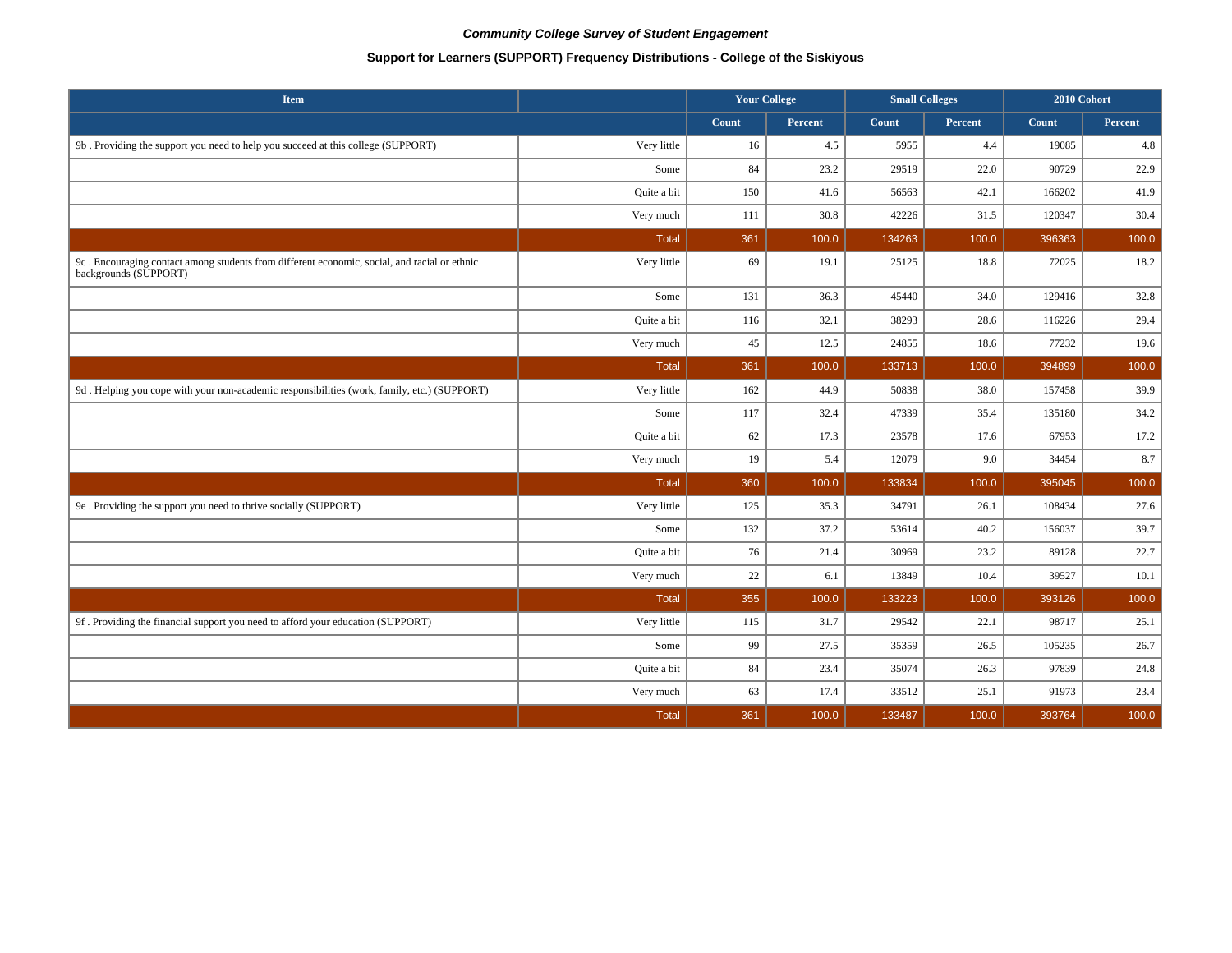*Community College Survey of Student Engagement*

**Support for Learners (SUPPORT) Frequency Distributions - College of the Siskiyous**

| Item | | Your College | | Small Colleges | | 2010 Cohort | |
|---|---|---|---|---|---|---|---|
| | | Count | Percent | Count | Percent | Count | Percent |
| 9b . Providing the support you need to help you succeed at this college (SUPPORT) | Very little | 16 | 4.5 | 5955 | 4.4 | 19085 | 4.8 |
| | Some | 84 | 23.2 | 29519 | 22.0 | 90729 | 22.9 |
| | Quite a bit | 150 | 41.6 | 56563 | 42.1 | 166202 | 41.9 |
| | Very much | 111 | 30.8 | 42226 | 31.5 | 120347 | 30.4 |
| | Total | 361 | 100.0 | 134263 | 100.0 | 396363 | 100.0 |
| 9c . Encouraging contact among students from different economic, social, and racial or ethnic backgrounds (SUPPORT) | Very little | 69 | 19.1 | 25125 | 18.8 | 72025 | 18.2 |
| | Some | 131 | 36.3 | 45440 | 34.0 | 129416 | 32.8 |
| | Quite a bit | 116 | 32.1 | 38293 | 28.6 | 116226 | 29.4 |
| | Very much | 45 | 12.5 | 24855 | 18.6 | 77232 | 19.6 |
| | Total | 361 | 100.0 | 133713 | 100.0 | 394899 | 100.0 |
| 9d . Helping you cope with your non-academic responsibilities (work, family, etc.) (SUPPORT) | Very little | 162 | 44.9 | 50838 | 38.0 | 157458 | 39.9 |
| | Some | 117 | 32.4 | 47339 | 35.4 | 135180 | 34.2 |
| | Quite a bit | 62 | 17.3 | 23578 | 17.6 | 67953 | 17.2 |
| | Very much | 19 | 5.4 | 12079 | 9.0 | 34454 | 8.7 |
| | Total | 360 | 100.0 | 133834 | 100.0 | 395045 | 100.0 |
| 9e . Providing the support you need to thrive socially (SUPPORT) | Very little | 125 | 35.3 | 34791 | 26.1 | 108434 | 27.6 |
| | Some | 132 | 37.2 | 53614 | 40.2 | 156037 | 39.7 |
| | Quite a bit | 76 | 21.4 | 30969 | 23.2 | 89128 | 22.7 |
| | Very much | 22 | 6.1 | 13849 | 10.4 | 39527 | 10.1 |
| | Total | 355 | 100.0 | 133223 | 100.0 | 393126 | 100.0 |
| 9f . Providing the financial support you need to afford your education (SUPPORT) | Very little | 115 | 31.7 | 29542 | 22.1 | 98717 | 25.1 |
| | Some | 99 | 27.5 | 35359 | 26.5 | 105235 | 26.7 |
| | Quite a bit | 84 | 23.4 | 35074 | 26.3 | 97839 | 24.8 |
| | Very much | 63 | 17.4 | 33512 | 25.1 | 91973 | 23.4 |
| | Total | 361 | 100.0 | 133487 | 100.0 | 393764 | 100.0 |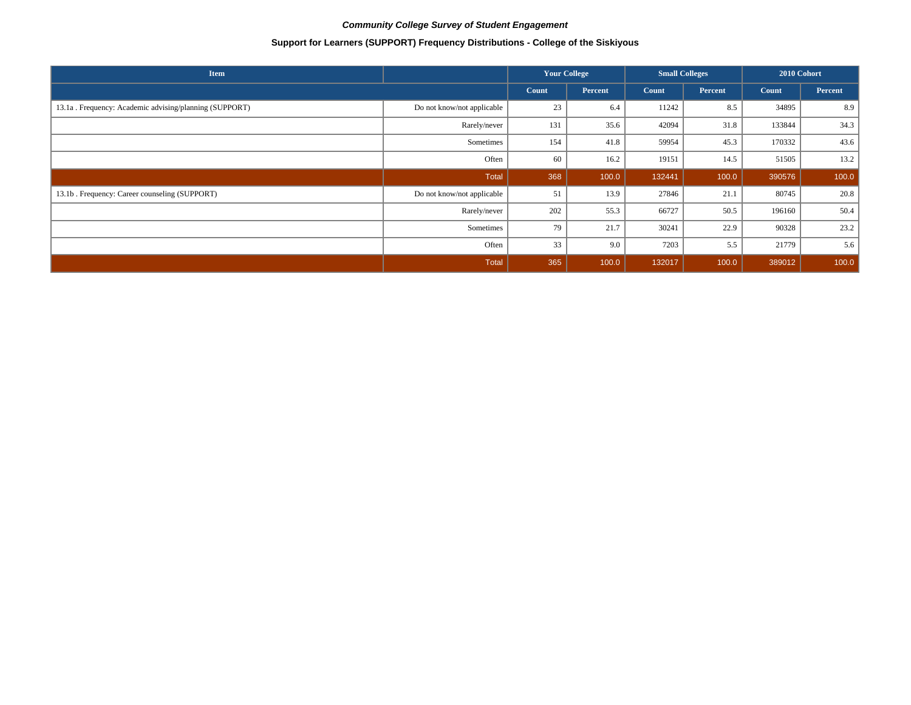*Community College Survey of Student Engagement*

**Support for Learners (SUPPORT) Frequency Distributions - College of the Siskiyous**

| Item | | Your College | | Small Colleges | | 2010 Cohort | |
|---|---|---|---|---|---|---|---|
| | | Count | Percent | Count | Percent | Count | Percent |
| 13.1a . Frequency: Academic advising/planning (SUPPORT) | Do not know/not applicable | 23 | 6.4 | 11242 | 8.5 | 34895 | 8.9 |
| | Rarely/never | 131 | 35.6 | 42094 | 31.8 | 133844 | 34.3 |
| | Sometimes | 154 | 41.8 | 59954 | 45.3 | 170332 | 43.6 |
| | Often | 60 | 16.2 | 19151 | 14.5 | 51505 | 13.2 |
| | Total | 368 | 100.0 | 132441 | 100.0 | 390576 | 100.0 |
| 13.1b . Frequency: Career counseling (SUPPORT) | Do not know/not applicable | 51 | 13.9 | 27846 | 21.1 | 80745 | 20.8 |
| | Rarely/never | 202 | 55.3 | 66727 | 50.5 | 196160 | 50.4 |
| | Sometimes | 79 | 21.7 | 30241 | 22.9 | 90328 | 23.2 |
| | Often | 33 | 9.0 | 7203 | 5.5 | 21779 | 5.6 |
| | Total | 365 | 100.0 | 132017 | 100.0 | 389012 | 100.0 |